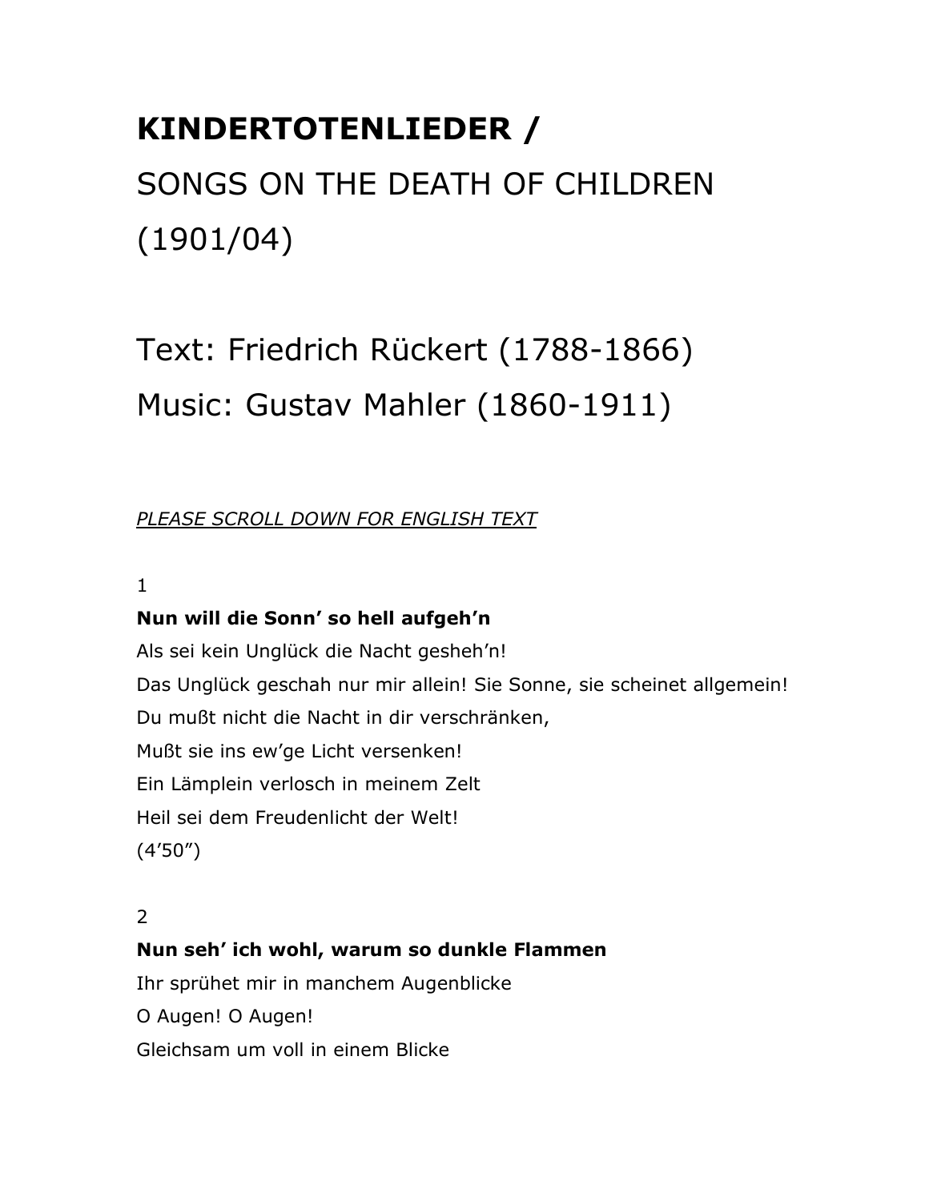# KINDERTOTENLIEDER /

# SONGS ON THE DEATH OF CHILDREN (1901/04)

Text: Friedrich Rückert (1788-1866)

Music: Gustav Mahler (1860-1911)

*PLEASE SCROLL DOWN FOR ENGLISH TEXT*

1

**Nun will die Sonn' so hell aufgeh'n**
Als sei kein Unglück die Nacht gesheh'n!
Das Unglück geschah nur mir allein! Sie Sonne, sie scheinet allgemein!
Du mußt nicht die Nacht in dir verschränken,
Mußt sie ins ew'ge Licht versenken!
Ein Lämplein verlosch in meinem Zelt
Heil sei dem Freudenlicht der Welt!
(4'50")

2

**Nun seh' ich wohl, warum so dunkle Flammen**
Ihr sprühet mir in manchem Augenblicke
O Augen! O Augen!
Gleichsam um voll in einem Blicke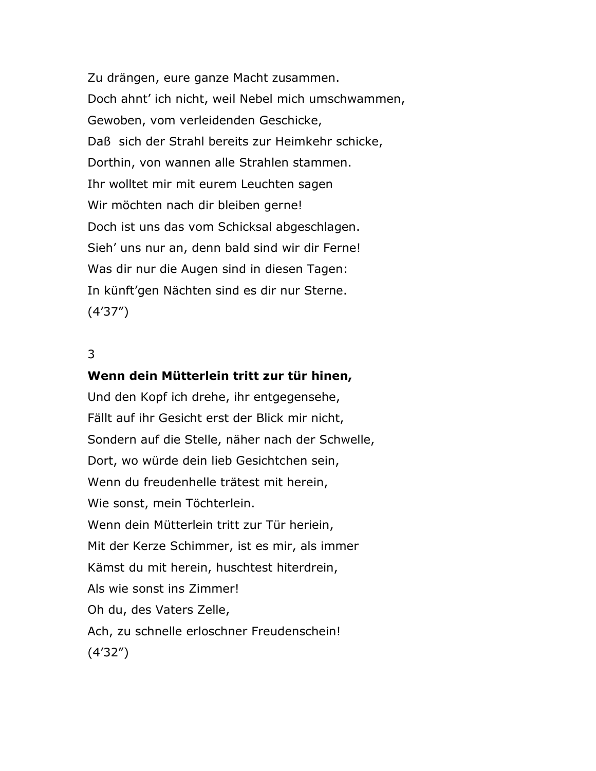Zu drängen, eure ganze Macht zusammen.
Doch ahnt' ich nicht, weil Nebel mich umschwammen,
Gewoben, vom verleidenden Geschicke,
Daß  sich der Strahl bereits zur Heimkehr schicke,
Dorthin, von wannen alle Strahlen stammen.
Ihr wolltet mir mit eurem Leuchten sagen
Wir möchten nach dir bleiben gerne!
Doch ist uns das vom Schicksal abgeschlagen.
Sieh' uns nur an, denn bald sind wir dir Ferne!
Was dir nur die Augen sind in diesen Tagen:
In künft'gen Nächten sind es dir nur Sterne.
(4'37")

3

**Wenn dein Mütterlein tritt zur tür hinen,**
Und den Kopf ich drehe, ihr entgegensehe,
Fällt auf ihr Gesicht erst der Blick mir nicht,
Sondern auf die Stelle, näher nach der Schwelle,
Dort, wo würde dein lieb Gesichtchen sein,
Wenn du freudenhelle trätest mit herein,
Wie sonst, mein Töchterlein.
Wenn dein Mütterlein tritt zur Tür heriein,
Mit der Kerze Schimmer, ist es mir, als immer
Kämst du mit herein, huschtest hiterdrein,
Als wie sonst ins Zimmer!
Oh du, des Vaters Zelle,
Ach, zu schnelle erloschner Freudenschein!
(4'32")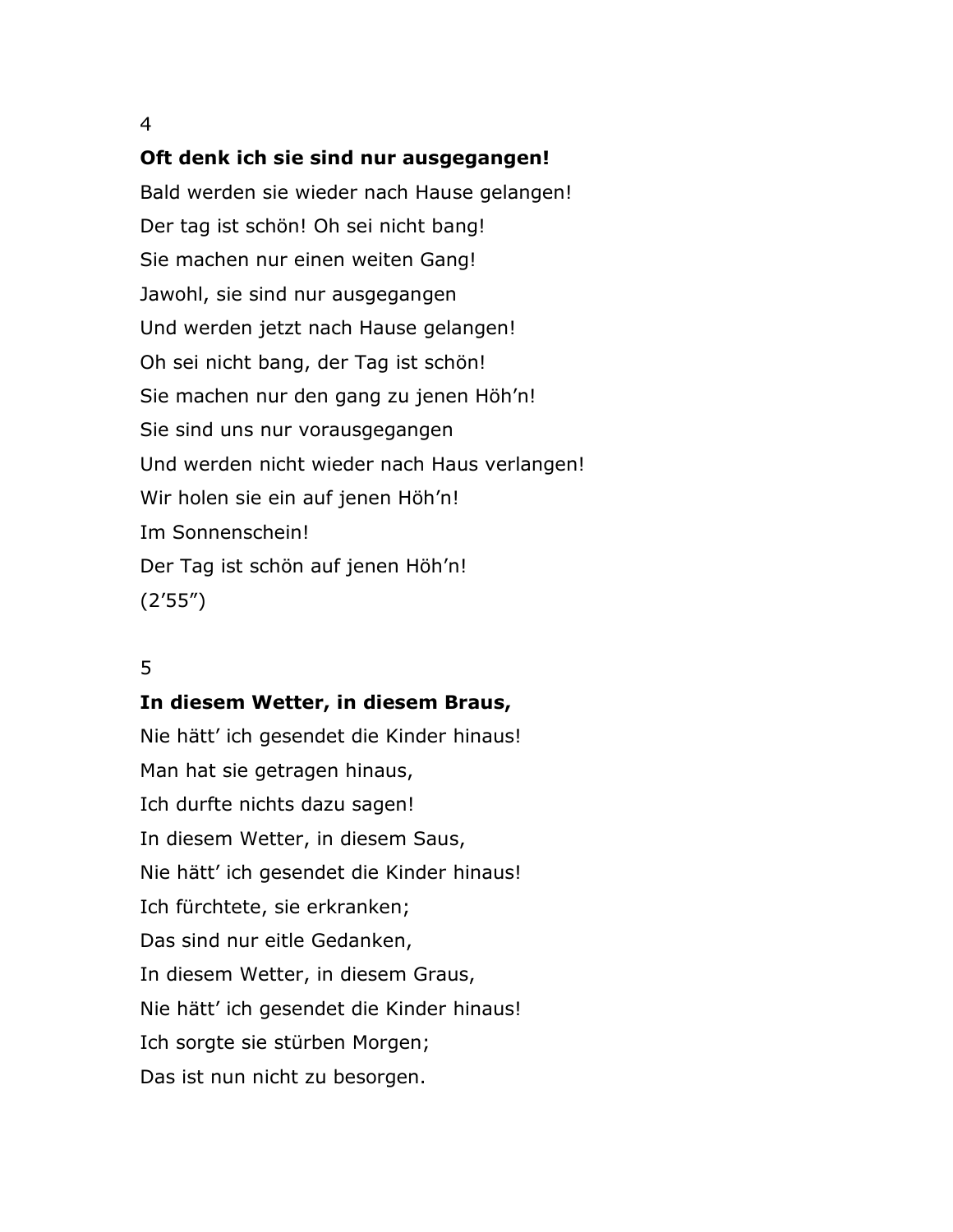4

**Oft denk ich sie sind nur ausgegangen!**

Bald werden sie wieder nach Hause gelangen!
Der tag ist schön! Oh sei nicht bang!
Sie machen nur einen weiten Gang!
Jawohl, sie sind nur ausgegangen
Und werden jetzt nach Hause gelangen!
Oh sei nicht bang, der Tag ist schön!
Sie machen nur den gang zu jenen Höh'n!
Sie sind uns nur vorausgegangen
Und werden nicht wieder nach Haus verlangen!
Wir holen sie ein auf jenen Höh'n!
Im Sonnenschein!
Der Tag ist schön auf jenen Höh'n!
(2'55")

5

**In diesem Wetter, in diesem Braus,**

Nie hätt' ich gesendet die Kinder hinaus!
Man hat sie getragen hinaus,
Ich durfte nichts dazu sagen!
In diesem Wetter, in diesem Saus,
Nie hätt' ich gesendet die Kinder hinaus!
Ich fürchtete, sie erkranken;
Das sind nur eitle Gedanken,
In diesem Wetter, in diesem Graus,
Nie hätt' ich gesendet die Kinder hinaus!
Ich sorgte sie stürben Morgen;
Das ist nun nicht zu besorgen.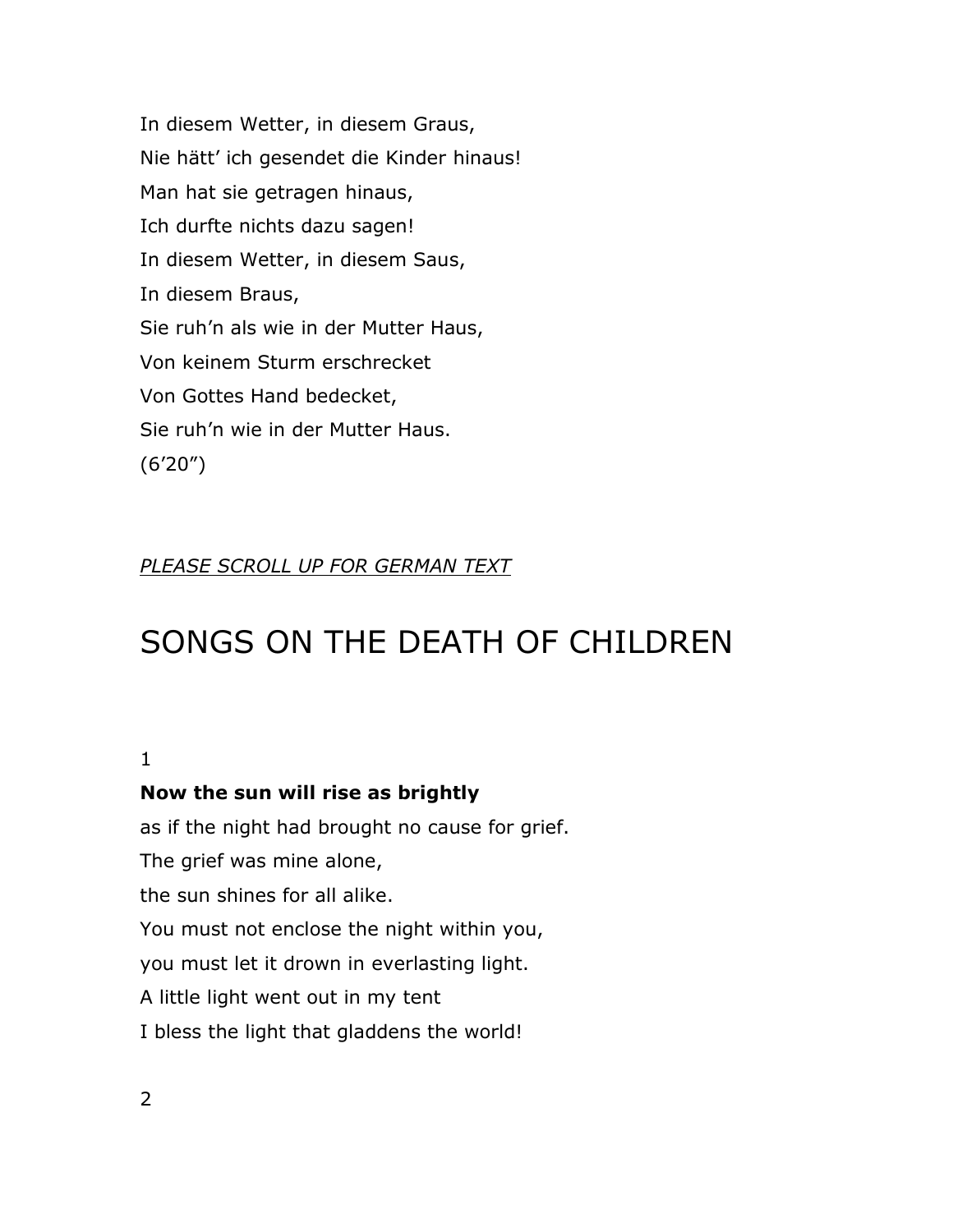In diesem Wetter, in diesem Graus,

Nie hätt' ich gesendet die Kinder hinaus!

Man hat sie getragen hinaus,

Ich durfte nichts dazu sagen!

In diesem Wetter, in diesem Saus,

In diesem Braus,

Sie ruh'n als wie in der Mutter Haus,

Von keinem Sturm erschrecket

Von Gottes Hand bedecket,

Sie ruh'n wie in der Mutter Haus.

(6'20")

*PLEASE SCROLL UP FOR GERMAN TEXT*

# SONGS ON THE DEATH OF CHILDREN

1

**Now the sun will rise as brightly**

as if the night had brought no cause for grief.

The grief was mine alone,

the sun shines for all alike.

You must not enclose the night within you,

you must let it drown in everlasting light.

A little light went out in my tent

I bless the light that gladdens the world!

2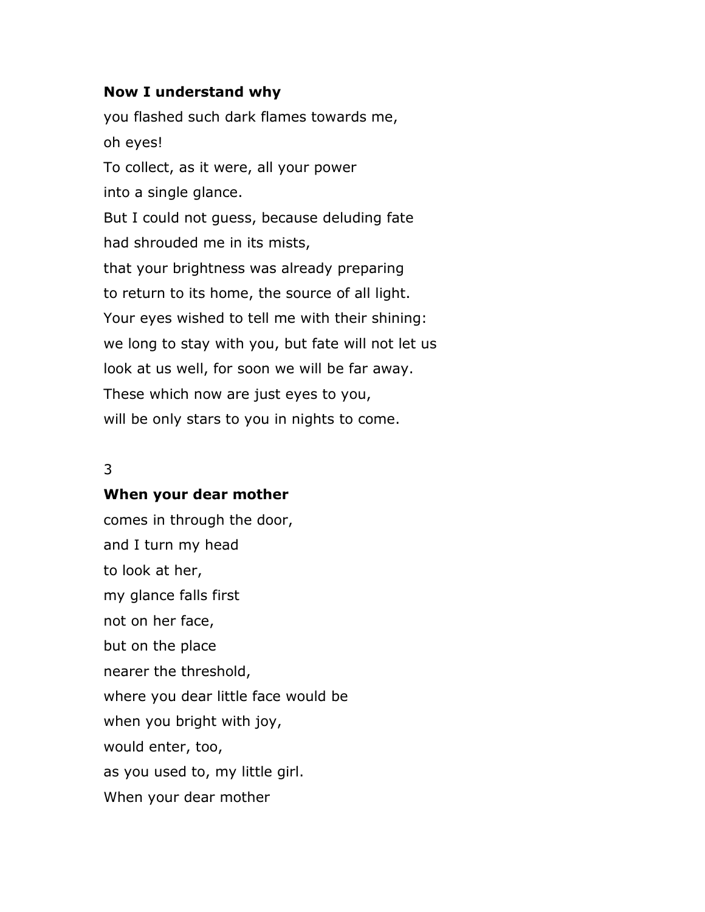**Now I understand why**

you flashed such dark flames towards me,

oh eyes!

To collect, as it were, all your power

into a single glance.

But I could not guess, because deluding fate

had shrouded me in its mists,

that your brightness was already preparing

to return to its home, the source of all light.

Your eyes wished to tell me with their shining:

we long to stay with you, but fate will not let us

look at us well, for soon we will be far away.

These which now are just eyes to you,

will be only stars to you in nights to come.

3

**When your dear mother**

comes in through the door,

and I turn my head

to look at her,

my glance falls first

not on her face,

but on the place

nearer the threshold,

where you dear little face would be

when you bright with joy,

would enter, too,

as you used to, my little girl.

When your dear mother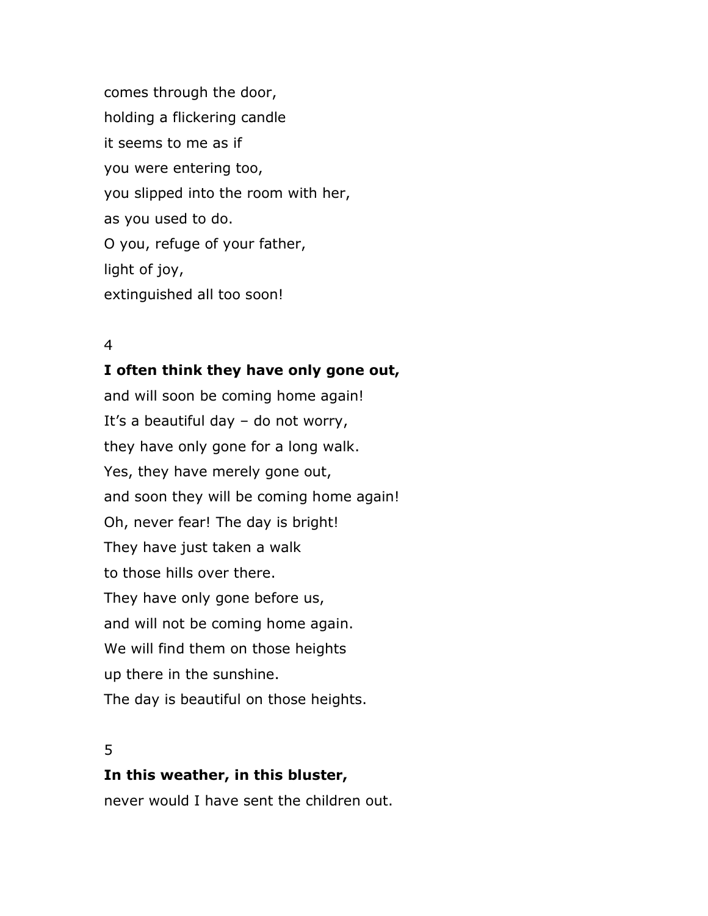comes through the door,  
holding a flickering candle  
it seems to me as if  
you were entering too,  
you slipped into the room with her,  
as you used to do.  
O you, refuge of your father,  
light of joy,  
extinguished all too soon!

4

**I often think they have only gone out,**  
and will soon be coming home again!  
It's a beautiful day – do not worry,  
they have only gone for a long walk.  
Yes, they have merely gone out,  
and soon they will be coming home again!  
Oh, never fear! The day is bright!  
They have just taken a walk  
to those hills over there.  
They have only gone before us,  
and will not be coming home again.  
We will find them on those heights  
up there in the sunshine.  
The day is beautiful on those heights.

5

**In this weather, in this bluster,**  
never would I have sent the children out.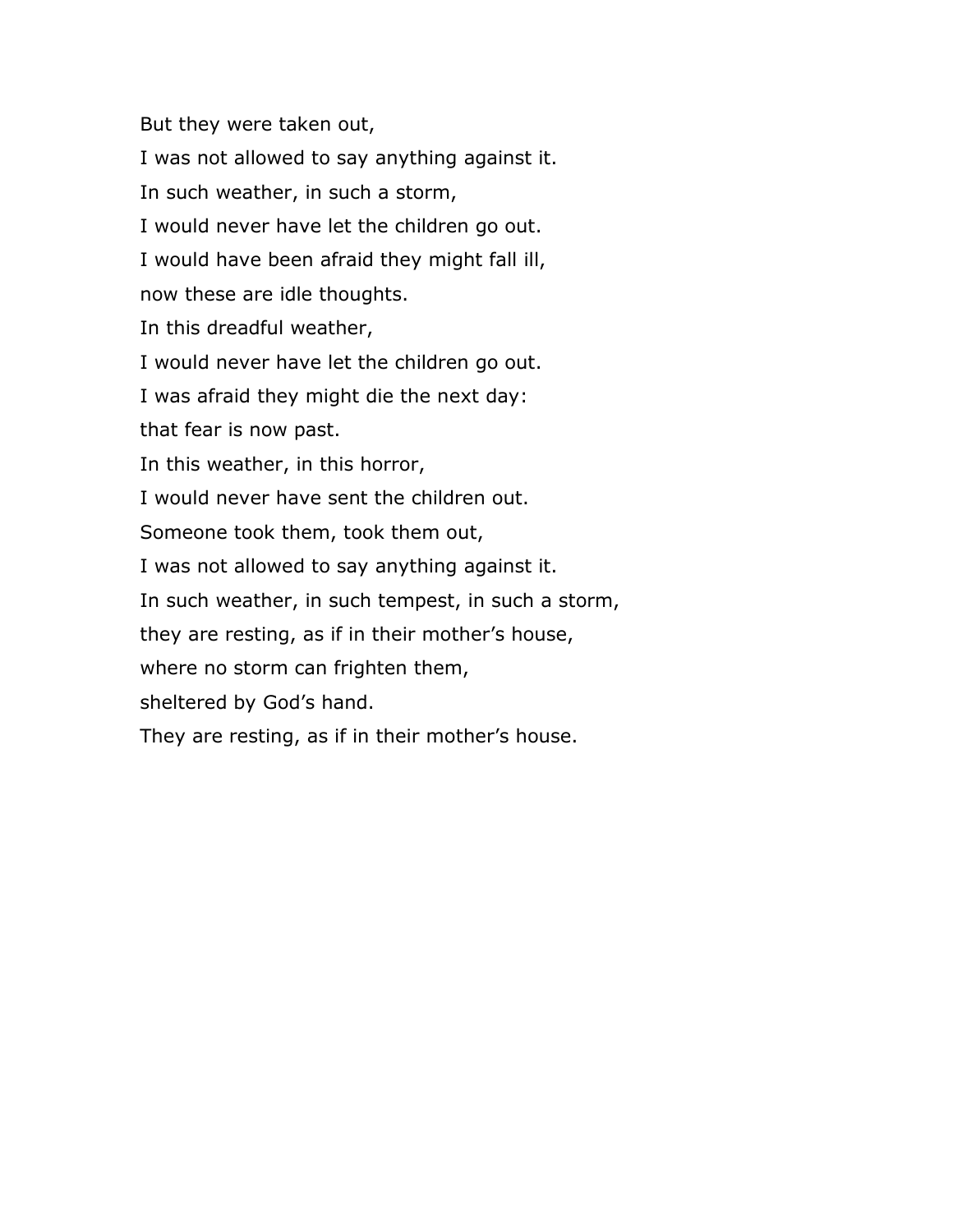But they were taken out,

I was not allowed to say anything against it.

In such weather, in such a storm,

I would never have let the children go out.

I would have been afraid they might fall ill,

now these are idle thoughts.

In this dreadful weather,

I would never have let the children go out.

I was afraid they might die the next day:

that fear is now past.

In this weather, in this horror,

I would never have sent the children out.

Someone took them, took them out,

I was not allowed to say anything against it.

In such weather, in such tempest, in such a storm,

they are resting, as if in their mother's house,

where no storm can frighten them,

sheltered by God's hand.

They are resting, as if in their mother's house.